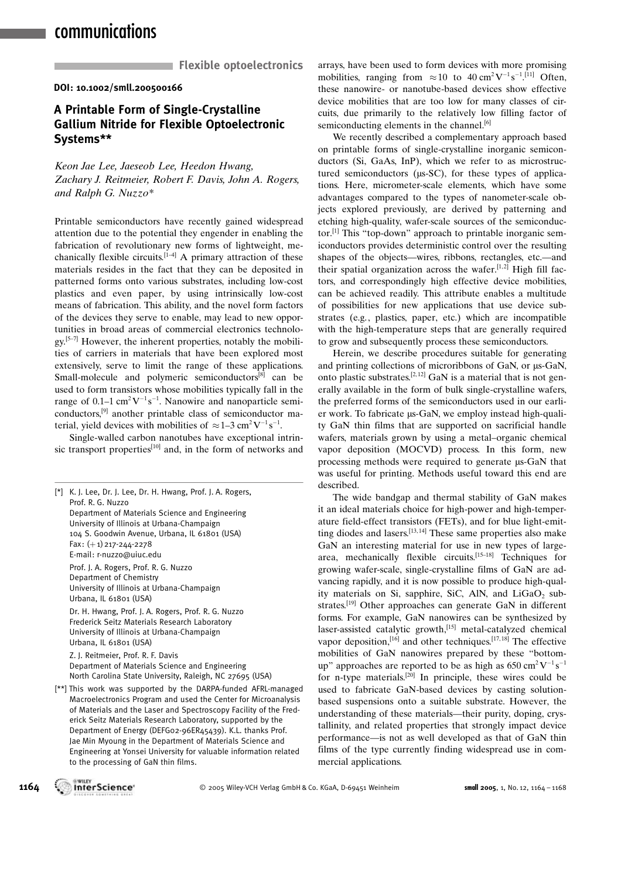## Flexible optoelectronics

**DOI: 10.1002/smll.200500166**

# A Printable Form of Single-Crystalline Gallium Nitride for Flexible Optoelectronic Systems**

*Keon Jae Lee, Jaeseob Lee, Heedon Hwang, Zachary J. Reitmeier, Robert F. Davis, John A. Rogers, and Ralph G. Nuzzo**

Printable semiconductors have recently gained widespread attention due to the potential they engender in enabling the fabrication of revolutionary new forms of lightweight, mechanically flexible circuits.[1–4] A primary attraction of these materials resides in the fact that they can be deposited in patterned forms onto various substrates, including low-cost plastics and even paper, by using intrinsically low-cost means of fabrication. This ability, and the novel form factors of the devices they serve to enable, may lead to new opportunities in broad areas of commercial electronics technology.[5–7] However, the inherent properties, notably the mobilities of carriers in materials that have been explored most extensively, serve to limit the range of these applications. Small-molecule and polymeric semiconductors[8] can be used to form transistors whose mobilities typically fall in the range of 0.1–1 $cm^2V^{-1}s^{-1}$. Nanowire and nanoparticle semiconductors,[9] another printable class of semiconductor material, yield devices with mobilities of $\approx$1–3 $cm^2V^{-1}s^{-1}$.

Single-walled carbon nanotubes have exceptional intrinsic transport properties[10] and, in the form of networks and arrays, have been used to form devices with more promising mobilities, ranging from $\approx$10 to 40 $cm^2V^{-1}s^{-1}$.[11] Often, these nanowire- or nanotube-based devices show effective device mobilities that are too low for many classes of circuits, due primarily to the relatively low filling factor of semiconducting elements in the channel.[6]

We recently described a complementary approach based on printable forms of single-crystalline inorganic semiconductors (Si, GaAs, InP), which we refer to as microstructured semiconductors (µs-SC), for these types of applications. Here, micrometer-scale elements, which have some advantages compared to the types of nanometer-scale objects explored previously, are derived by patterning and etching high-quality, wafer-scale sources of the semiconductor.[1] This "top-down" approach to printable inorganic semiconductors provides deterministic control over the resulting shapes of the objects—wires, ribbons, rectangles, etc.—and their spatial organization across the wafer.[1,2] High fill factors, and correspondingly high effective device mobilities, can be achieved readily. This attribute enables a multitude of possibilities for new applications that use device substrates (e.g., plastics, paper, etc.) which are incompatible with the high-temperature steps that are generally required to grow and subsequently process these semiconductors.

Herein, we describe procedures suitable for generating and printing collections of microribbons of GaN, or µs-GaN, onto plastic substrates.[2,12] GaN is a material that is not generally available in the form of bulk single-crystalline wafers, the preferred forms of the semiconductors used in our earlier work. To fabricate µs-GaN, we employ instead high-quality GaN thin films that are supported on sacrificial handle wafers, materials grown by using a metal–organic chemical vapor deposition (MOCVD) process. In this form, new processing methods were required to generate µs-GaN that was useful for printing. Methods useful toward this end are described.

The wide bandgap and thermal stability of GaN makes it an ideal materials choice for high-power and high-temperature field-effect transistors (FETs), and for blue light-emitting diodes and lasers.[13,14] These same properties also make GaN an interesting material for use in new types of large-area, mechanically flexible circuits.[15–18] Techniques for growing wafer-scale, single-crystalline films of GaN are advancing rapidly, and it is now possible to produce high-quality materials on Si, sapphire, SiC, AlN, and $LiGaO_2$ substrates.[19] Other approaches can generate GaN in different forms. For example, GaN nanowires can be synthesized by laser-assisted catalytic growth,[15] metal-catalyzed chemical vapor deposition,[16] and other techniques.[17,18] The effective mobilities of GaN nanowires prepared by these "bottom-up" approaches are reported to be as high as 650 $cm^2V^{-1}s^{-1}$ for n-type materials.[20] In principle, these wires could be used to fabricate GaN-based devices by casting solution-based suspensions onto a suitable substrate. However, the understanding of these materials—their purity, doping, crystallinity, and related properties that strongly impact device performance—is not as well developed as that of GaN thin films of the type currently finding widespread use in commercial applications.

---

[*] K. J. Lee, Dr. J. Lee, Dr. H. Hwang, Prof. J. A. Rogers, Prof. R. G. Nuzzo
Department of Materials Science and Engineering
University of Illinois at Urbana-Champaign
104 S. Goodwin Avenue, Urbana, IL 61801 (USA)
Fax: (+1) 217-244-2278
E-mail: r-nuzzo@uiuc.edu

Prof. J. A. Rogers, Prof. R. G. Nuzzo
Department of Chemistry
University of Illinois at Urbana-Champaign
Urbana, IL 61801 (USA)

Dr. H. Hwang, Prof. J. A. Rogers, Prof. R. G. Nuzzo
Frederick Seitz Materials Research Laboratory
University of Illinois at Urbana-Champaign
Urbana, IL 61801 (USA)

Z. J. Reitmeier, Prof. R. F. Davis
Department of Materials Science and Engineering
North Carolina State University, Raleigh, NC 27695 (USA)

[**] This work was supported by the DARPA-funded AFRL-managed Macroelectronics Program and used the Center for Microanalysis of Materials and the Laser and Spectroscopy Facility of the Frederick Seitz Materials Research Laboratory, supported by the Department of Energy (DEFG02-96ER45439). K.L. thanks Prof. Jae Min Myoung in the Department of Materials Science and Engineering at Yonsei University for valuable information related to the processing of GaN thin films.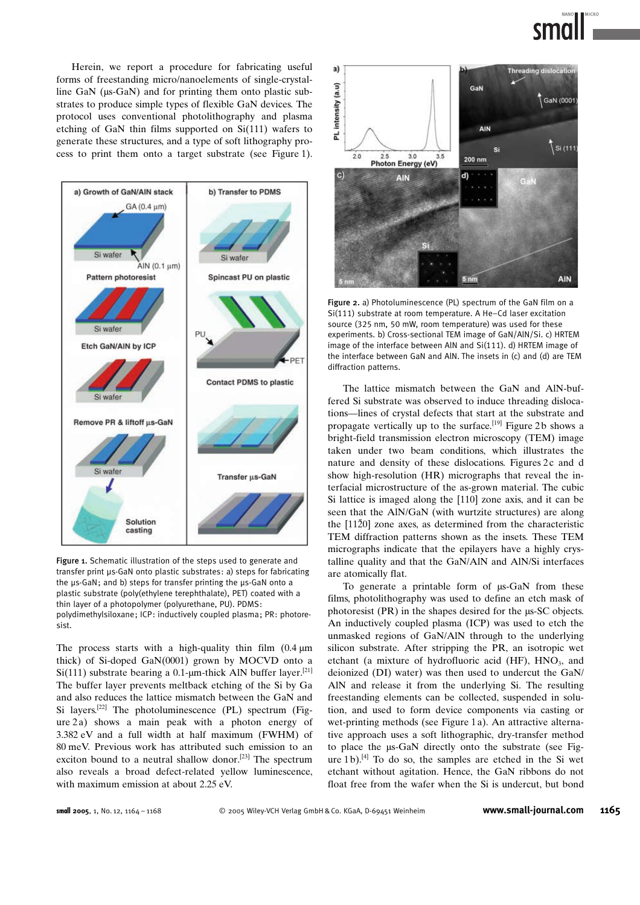Herein, we report a procedure for fabricating useful forms of freestanding micro/nanoelements of single-crystalline GaN (µs-GaN) and for printing them onto plastic substrates to produce simple types of flexible GaN devices. The protocol uses conventional photolithography and plasma etching of GaN thin films supported on Si(111) wafers to generate these structures, and a type of soft lithography process to print them onto a target substrate (see Figure 1).

Figure 1. Schematic illustration of the steps used to generate and transfer print µs-GaN onto plastic substrates: a) steps for fabricating the µs-GaN; and b) steps for transfer printing the µs-GaN onto a plastic substrate (poly(ethylene terephthalate), PET) coated with a thin layer of a photopolymer (polyurethane, PU). PDMS: polydimethylsiloxane; ICP: inductively coupled plasma; PR: photoresist.

The process starts with a high-quality thin film (0.4 µm thick) of Si-doped GaN(0001) grown by MOCVD onto a Si(111) substrate bearing a 0.1-µm-thick AlN buffer layer.[21] The buffer layer prevents meltback etching of the Si by Ga and also reduces the lattice mismatch between the GaN and Si layers.[22] The photoluminescence (PL) spectrum (Figure 2a) shows a main peak with a photon energy of 3.382 eV and a full width at half maximum (FWHM) of 80 meV. Previous work has attributed such emission to an exciton bound to a neutral shallow donor.[23] The spectrum also reveals a broad defect-related yellow luminescence, with maximum emission at about 2.25 eV.

Figure 2. a) Photoluminescence (PL) spectrum of the GaN film on a Si(111) substrate at room temperature. A He–Cd laser excitation source (325 nm, 50 mW, room temperature) was used for these experiments. b) Cross-sectional TEM image of GaN/AlN/Si. c) HRTEM image of the interface between AlN and Si(111). d) HRTEM image of the interface between GaN and AlN. The insets in (c) and (d) are TEM diffraction patterns.

The lattice mismatch between the GaN and AlN-buffered Si substrate was observed to induce threading dislocations—lines of crystal defects that start at the substrate and propagate vertically up to the surface.[19] Figure 2b shows a bright-field transmission electron microscopy (TEM) image taken under two beam conditions, which illustrates the nature and density of these dislocations. Figures 2c and d show high-resolution (HR) micrographs that reveal the interfacial microstructure of the as-grown material. The cubic Si lattice is imaged along the [110] zone axis, and it can be seen that the AlN/GaN (with wurtzite structures) are along the [11$\bar{2}$0] zone axes, as determined from the characteristic TEM diffraction patterns shown as the insets. These TEM micrographs indicate that the epilayers have a highly crystalline quality and that the GaN/AlN and AlN/Si interfaces are atomically flat.

To generate a printable form of µs-GaN from these films, photolithography was used to define an etch mask of photoresist (PR) in the shapes desired for the µs-SC objects. An inductively coupled plasma (ICP) was used to etch the unmasked regions of GaN/AlN through to the underlying silicon substrate. After stripping the PR, an isotropic wet etchant (a mixture of hydrofluoric acid (HF), $HNO_3$, and deionized (DI) water) was then used to undercut the GaN/AlN and release it from the underlying Si. The resulting freestanding elements can be collected, suspended in solution, and used to form device components via casting or wet-printing methods (see Figure 1a). An attractive alternative approach uses a soft lithographic, dry-transfer method to place the µs-GaN directly onto the substrate (see Figure 1b).[4] To do so, the samples are etched in the Si wet etchant without agitation. Hence, the GaN ribbons do not float free from the wafer when the Si is undercut, but bond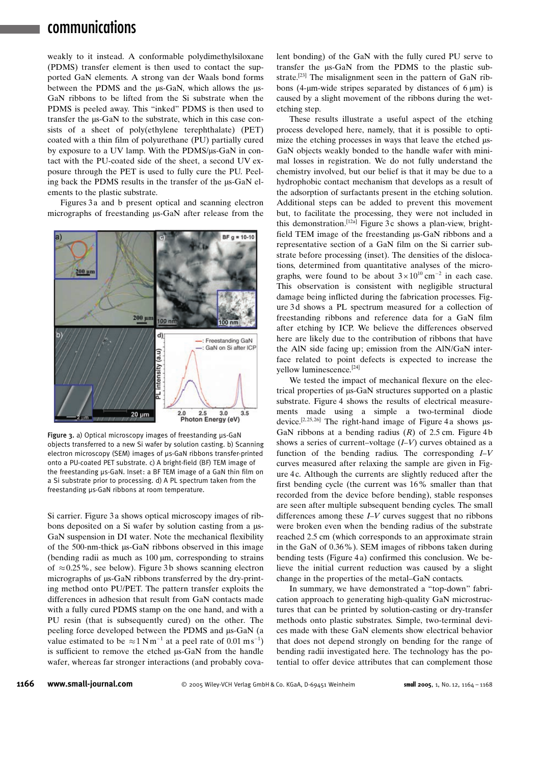weakly to it instead. A conformable polydimethylsiloxane (PDMS) transfer element is then used to contact the supported GaN elements. A strong van der Waals bond forms between the PDMS and the µs-GaN, which allows the µs-GaN ribbons to be lifted from the Si substrate when the PDMS is peeled away. This "inked" PDMS is then used to transfer the µs-GaN to the substrate, which in this case consists of a sheet of poly(ethylene terephthalate) (PET) coated with a thin film of polyurethane (PU) partially cured by exposure to a UV lamp. With the PDMS/µs-GaN in contact with the PU-coated side of the sheet, a second UV exposure through the PET is used to fully cure the PU. Peeling back the PDMS results in the transfer of the µs-GaN elements to the plastic substrate.

Figures 3a and b present optical and scanning electron micrographs of freestanding µs-GaN after release from the Si carrier. Figure 3a shows optical microscopy images of ribbons deposited on a Si wafer by solution casting from a µs-GaN suspension in DI water. Note the mechanical flexibility of the 500-nm-thick µs-GaN ribbons observed in this image (bending radii as much as 100 µm, corresponding to strains of ≈0.25%, see below). Figure 3b shows scanning electron micrographs of µs-GaN ribbons transferred by the dry-printing method onto PU/PET. The pattern transfer exploits the differences in adhesion that result from GaN contacts made with a fully cured PDMS stamp on the one hand, and with a PU resin (that is subsequently cured) on the other. The peeling force developed between the PDMS and µs-GaN (a value estimated to be $\approx 1\,\mathrm{N\,m^{-1}}$ at a peel rate of $0.01\,\mathrm{m\,s^{-1}}$) is sufficient to remove the etched µs-GaN from the handle wafer, whereas far stronger interactions (and probably covalent bonding) of the GaN with the fully cured PU serve to transfer the µs-GaN from the PDMS to the plastic substrate.[23] The misalignment seen in the pattern of GaN ribbons (4-µm-wide stripes separated by distances of 6 µm) is caused by a slight movement of the ribbons during the wet-etching step.

**Figure 3.** a) Optical microscopy images of freestanding µs-GaN objects transferred to a new Si wafer by solution casting. b) Scanning electron microscopy (SEM) images of µs-GaN ribbons transfer-printed onto a PU-coated PET substrate. c) A bright-field (BF) TEM image of the freestanding µs-GaN. Inset: a BF TEM image of a GaN thin film on a Si substrate prior to processing. d) A PL spectrum taken from the freestanding µs-GaN ribbons at room temperature.

These results illustrate a useful aspect of the etching process developed here, namely, that it is possible to optimize the etching processes in ways that leave the etched µs-GaN objects weakly bonded to the handle wafer with minimal losses in registration. We do not fully understand the chemistry involved, but our belief is that it may be due to a hydrophobic contact mechanism that develops as a result of the adsorption of surfactants present in the etching solution. Additional steps can be added to prevent this movement but, to facilitate the processing, they were not included in this demonstration.[12a] Figure 3c shows a plan-view, bright-field TEM image of the freestanding µs-GaN ribbons and a representative section of a GaN film on the Si carrier substrate before processing (inset). The densities of the dislocations, determined from quantitative analyses of the micrographs, were found to be about $3\times10^{10}\,\mathrm{cm^{-2}}$ in each case. This observation is consistent with negligible structural damage being inflicted during the fabrication processes. Figure 3d shows a PL spectrum measured for a collection of freestanding ribbons and reference data for a GaN film after etching by ICP. We believe the differences observed here are likely due to the contribution of ribbons that have the AlN side facing up; emission from the AlN/GaN interface related to point defects is expected to increase the yellow luminescence.[24]

We tested the impact of mechanical flexure on the electrical properties of µs-GaN structures supported on a plastic substrate. Figure 4 shows the results of electrical measurements made using a simple a two-terminal diode device.[2,25,26] The right-hand image of Figure 4a shows µs-GaN ribbons at a bending radius ($R$) of 2.5 cm. Figure 4b shows a series of current–voltage ($I$–$V$) curves obtained as a function of the bending radius. The corresponding $I$–$V$ curves measured after relaxing the sample are given in Figure 4c. Although the currents are slightly reduced after the first bending cycle (the current was 16% smaller than that recorded from the device before bending), stable responses are seen after multiple subsequent bending cycles. The small differences among these $I$–$V$ curves suggest that no ribbons were broken even when the bending radius of the substrate reached 2.5 cm (which corresponds to an approximate strain in the GaN of 0.36%). SEM images of ribbons taken during bending tests (Figure 4a) confirmed this conclusion. We believe the initial current reduction was caused by a slight change in the properties of the metal–GaN contacts.

In summary, we have demonstrated a "top-down" fabrication approach to generating high-quality GaN microstructures that can be printed by solution-casting or dry-transfer methods onto plastic substrates. Simple, two-terminal devices made with these GaN elements show electrical behavior that does not depend strongly on bending for the range of bending radii investigated here. The technology has the potential to offer device attributes that can complement those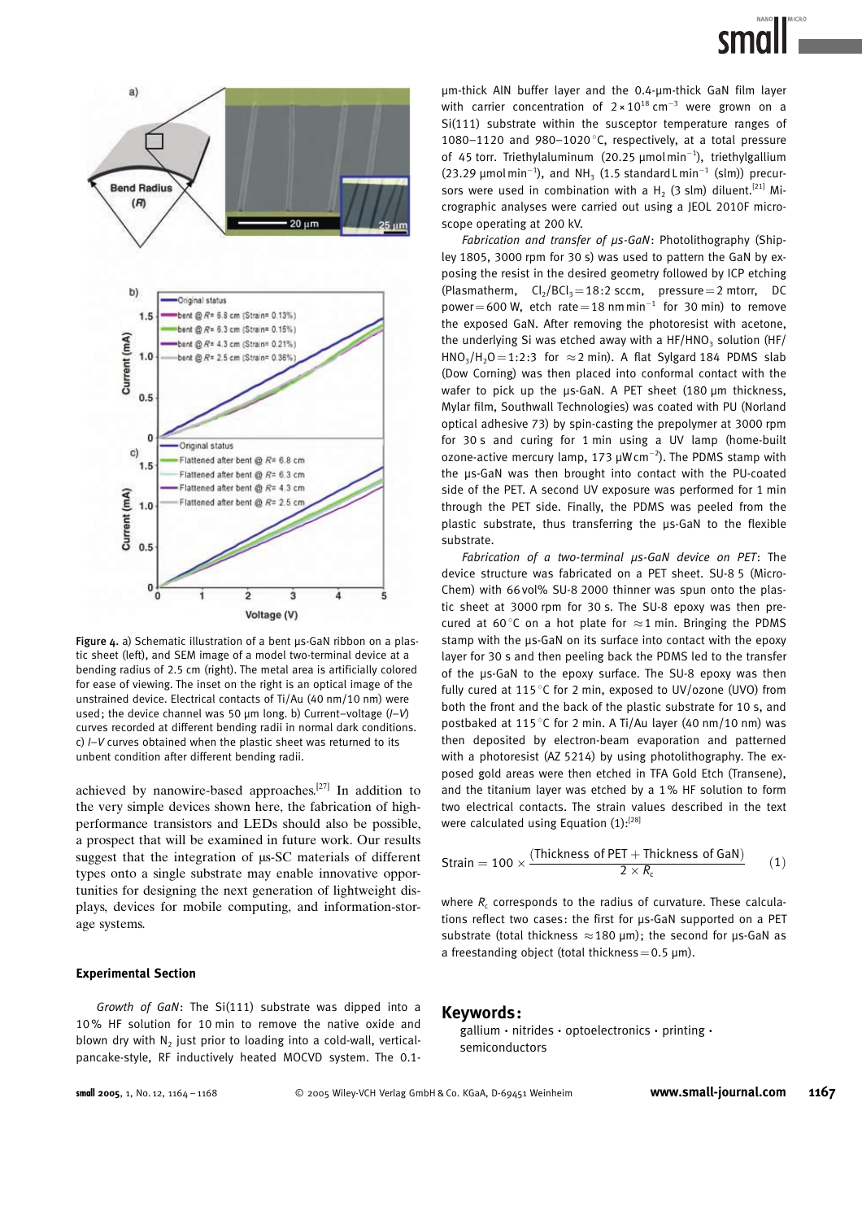Figure 4. a) Schematic illustration of a bent μs-GaN ribbon on a plastic sheet (left), and SEM image of a model two-terminal device at a bending radius of 2.5 cm (right). The metal area is artificially colored for ease of viewing. The inset on the right is an optical image of the unstrained device. Electrical contacts of Ti/Au (40 nm/10 nm) were used; the device channel was 50 μm long. b) Current–voltage (*I*–*V*) curves recorded at different bending radii in normal dark conditions. c) *I*–*V* curves obtained when the plastic sheet was returned to its unbent condition after different bending radii.

achieved by nanowire-based approaches.[27] In addition to the very simple devices shown here, the fabrication of high-performance transistors and LEDs should also be possible, a prospect that will be examined in future work. Our results suggest that the integration of μs-SC materials of different types onto a single substrate may enable innovative opportunities for designing the next generation of lightweight displays, devices for mobile computing, and information-storage systems.

## Experimental Section

*Growth of GaN*: The Si(111) substrate was dipped into a 10% HF solution for 10 min to remove the native oxide and blown dry with $N_2$ just prior to loading into a cold-wall, vertical-pancake-style, RF inductively heated MOCVD system. The 0.1-μm-thick AlN buffer layer and the 0.4-μm-thick GaN film layer with carrier concentration of $2\times10^{18}$ cm$^{-3}$ were grown on a Si(111) substrate within the susceptor temperature ranges of 1080–1120 and 980–1020 °C, respectively, at a total pressure of 45 torr. Triethylaluminum (20.25 μmol min$^{-1}$), triethylgallium (23.29 μmol min$^{-1}$), and $NH_3$ (1.5 standard L min$^{-1}$ (slm)) precursors were used in combination with a $H_2$ (3 slm) diluent.[21] Micrographic analyses were carried out using a JEOL 2010F microscope operating at 200 kV.

*Fabrication and transfer of μs-GaN*: Photolithography (Shipley 1805, 3000 rpm for 30 s) was used to pattern the GaN by exposing the resist in the desired geometry followed by ICP etching (Plasmatherm, $Cl_2/BCl_3 = 18{:}2$ sccm, pressure = 2 mtorr, DC power = 600 W, etch rate = 18 nm min$^{-1}$ for 30 min) to remove the exposed GaN. After removing the photoresist with acetone, the underlying Si was etched away with a $HF/HNO_3$ solution ($HF/HNO_3/H_2O = 1{:}2{:}3$ for ≈2 min). A flat Sylgard 184 PDMS slab (Dow Corning) was then placed into conformal contact with the wafer to pick up the μs-GaN. A PET sheet (180 μm thickness, Mylar film, Southwall Technologies) was coated with PU (Norland optical adhesive 73) by spin-casting the prepolymer at 3000 rpm for 30 s and curing for 1 min using a UV lamp (home-built ozone-active mercury lamp, 173 μW cm$^{-2}$). The PDMS stamp with the μs-GaN was then brought into contact with the PU-coated side of the PET. A second UV exposure was performed for 1 min through the PET side. Finally, the PDMS was peeled from the plastic substrate, thus transferring the μs-GaN to the flexible substrate.

*Fabrication of a two-terminal μs-GaN device on PET*: The device structure was fabricated on a PET sheet. SU-8 5 (MicroChem) with 66 vol% SU-8 2000 thinner was spun onto the plastic sheet at 3000 rpm for 30 s. The SU-8 epoxy was then precured at 60 °C on a hot plate for ≈1 min. Bringing the PDMS stamp with the μs-GaN on its surface into contact with the epoxy layer for 30 s and then peeling back the PDMS led to the transfer of the μs-GaN to the epoxy surface. The SU-8 epoxy was then fully cured at 115 °C for 2 min, exposed to UV/ozone (UVO) from both the front and the back of the plastic substrate for 10 s, and postbaked at 115 °C for 2 min. A Ti/Au layer (40 nm/10 nm) was then deposited by electron-beam evaporation and patterned with a photoresist (AZ 5214) by using photolithography. The exposed gold areas were then etched in TFA Gold Etch (Transene), and the titanium layer was etched by a 1% HF solution to form two electrical contacts. The strain values described in the text were calculated using Equation (1):[28]

$$\text{Strain} = 100 \times \frac{(\text{Thickness of PET} + \text{Thickness of GaN})}{2 \times R_c} \tag{1}$$

where $R_c$ corresponds to the radius of curvature. These calculations reflect two cases: the first for μs-GaN supported on a PET substrate (total thickness ≈180 μm); the second for μs-GaN as a freestanding object (total thickness = 0.5 μm).

## Keywords:

gallium · nitrides · optoelectronics · printing · semiconductors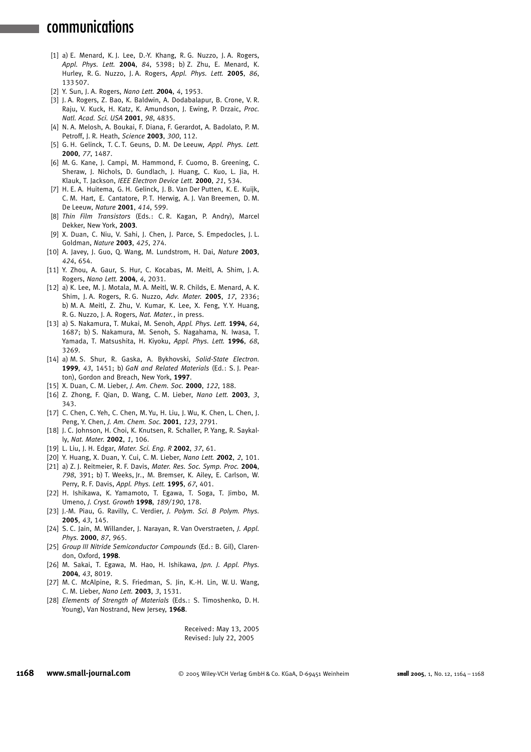[1] a) E. Menard, K. J. Lee, D.-Y. Khang, R. G. Nuzzo, J. A. Rogers, *Appl. Phys. Lett.* **2004**, *84*, 5398; b) Z. Zhu, E. Menard, K. Hurley, R. G. Nuzzo, J. A. Rogers, *Appl. Phys. Lett.* **2005**, *86*, 133507.

[2] Y. Sun, J. A. Rogers, *Nano Lett.* **2004**, *4*, 1953.

[3] J. A. Rogers, Z. Bao, K. Baldwin, A. Dodabalapur, B. Crone, V. R. Raju, V. Kuck, H. Katz, K. Amundson, J. Ewing, P. Drzaic, *Proc. Natl. Acad. Sci. USA* **2001**, *98*, 4835.

[4] N. A. Melosh, A. Boukai, F. Diana, F. Gerardot, A. Badolato, P. M. Petroff, J. R. Heath, *Science* **2003**, *300*, 112.

[5] G. H. Gelinck, T. C. T. Geuns, D. M. De Leeuw, *Appl. Phys. Lett.* **2000**, *77*, 1487.

[6] M. G. Kane, J. Campi, M. Hammond, F. Cuomo, B. Greening, C. Sheraw, J. Nichols, D. Gundlach, J. Huang, C. Kuo, L. Jia, H. Klauk, T. Jackson, *IEEE Electron Device Lett.* **2000**, *21*, 534.

[7] H. E. A. Huitema, G. H. Gelinck, J. B. Van Der Putten, K. E. Kuijk, C. M. Hart, E. Cantatore, P. T. Herwig, A. J. Van Breemen, D. M. De Leeuw, *Nature* **2001**, *414*, 599.

[8] *Thin Film Transistors* (Eds.: C. R. Kagan, P. Andry), Marcel Dekker, New York, **2003**.

[9] X. Duan, C. Niu, V. Sahi, J. Chen, J. Parce, S. Empedocles, J. L. Goldman, *Nature* **2003**, *425*, 274.

[10] A. Javey, J. Guo, Q. Wang, M. Lundstrom, H. Dai, *Nature* **2003**, *424*, 654.

[11] Y. Zhou, A. Gaur, S. Hur, C. Kocabas, M. Meitl, A. Shim, J. A. Rogers, *Nano Lett.* **2004**, *4*, 2031.

[12] a) K. Lee, M. J. Motala, M. A. Meitl, W. R. Childs, E. Menard, A. K. Shim, J. A. Rogers, R. G. Nuzzo, *Adv. Mater.* **2005**, *17*, 2336; b) M. A. Meitl, Z. Zhu, V. Kumar, K. Lee, X. Feng, Y. Y. Huang, R. G. Nuzzo, J. A. Rogers, *Nat. Mater.*, in press.

[13] a) S. Nakamura, T. Mukai, M. Senoh, *Appl. Phys. Lett.* **1994**, *64*, 1687; b) S. Nakamura, M. Senoh, S. Nagahama, N. Iwasa, T. Yamada, T. Matsushita, H. Kiyoku, *Appl. Phys. Lett.* **1996**, *68*, 3269.

[14] a) M. S. Shur, R. Gaska, A. Bykhovski, *Solid-State Electron.* **1999**, *43*, 1451; b) *GaN and Related Materials* (Ed.: S. J. Pearton), Gordon and Breach, New York, **1997**.

[15] X. Duan, C. M. Lieber, *J. Am. Chem. Soc.* **2000**, *122*, 188.

[16] Z. Zhong, F. Qian, D. Wang, C. M. Lieber, *Nano Lett.* **2003**, *3*, 343.

[17] C. Chen, C. Yeh, C. Chen, M. Yu, H. Liu, J. Wu, K. Chen, L. Chen, J. Peng, Y. Chen, *J. Am. Chem. Soc.* **2001**, *123*, 2791.

[18] J. C. Johnson, H. Choi, K. Knutsen, R. Schaller, P. Yang, R. Saykally, *Nat. Mater.* **2002**, *1*, 106.

[19] L. Liu, J. H. Edgar, *Mater. Sci. Eng. R* **2002**, *37*, 61.

[20] Y. Huang, X. Duan, Y. Cui, C. M. Lieber, *Nano Lett.* **2002**, *2*, 101.

[21] a) Z. J. Reitmeier, R. F. Davis, *Mater. Res. Soc. Symp. Proc.* **2004**, *798*, 391; b) T. Weeks, Jr., M. Bremser, K. Ailey, E. Carlson, W. Perry, R. F. Davis, *Appl. Phys. Lett.* **1995**, *67*, 401.

[22] H. Ishikawa, K. Yamamoto, T. Egawa, T. Soga, T. Jimbo, M. Umeno, *J. Cryst. Growth* **1998**, *189/190*, 178.

[23] J.-M. Piau, G. Ravilly, C. Verdier, *J. Polym. Sci. B Polym. Phys.* **2005**, *43*, 145.

[24] S. C. Jain, M. Willander, J. Narayan, R. Van Overstraeten, *J. Appl. Phys.* **2000**, *87*, 965.

[25] *Group III Nitride Semiconductor Compounds* (Ed.: B. Gil), Clarendon, Oxford, **1998**.

[26] M. Sakai, T. Egawa, M. Hao, H. Ishikawa, *Jpn. J. Appl. Phys.* **2004**, *43*, 8019.

[27] M. C. McAlpine, R. S. Friedman, S. Jin, K.-H. Lin, W. U. Wang, C. M. Lieber, *Nano Lett.* **2003**, *3*, 1531.

[28] *Elements of Strength of Materials* (Eds.: S. Timoshenko, D. H. Young), Van Nostrand, New Jersey, **1968**.

Received: May 13, 2005
Revised: July 22, 2005